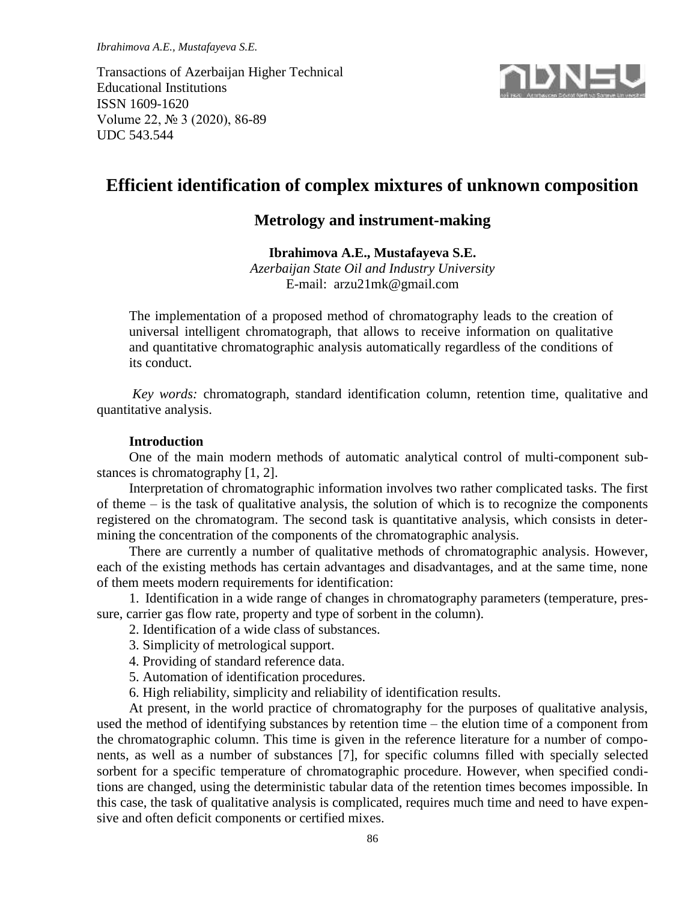Transactions of Azerbaijan Higher Technical Educational Institutions
ISSN 1609-1620
Volume 22, № 3 (2020), 86-89
UDC 543.544

# Efficient identification of complex mixtures of unknown composition

## Metrology and instrument-making

**Ibrahimova A.E., Mustafayeva S.E.**
*Azerbaijan State Oil and Industry University*
E-mail: arzu21mk@gmail.com

The implementation of a proposed method of chromatography leads to the creation of universal intelligent chromatograph, that allows to receive information on qualitative and quantitative chromatographic analysis automatically regardless of the conditions of its conduct.

*Key words:* chromatograph, standard identification column, retention time, qualitative and quantitative analysis.

### Introduction

One of the main modern methods of automatic analytical control of multi-component substances is chromatography [1, 2].

Interpretation of chromatographic information involves two rather complicated tasks. The first of theme – is the task of qualitative analysis, the solution of which is to recognize the components registered on the chromatogram. The second task is quantitative analysis, which consists in determining the concentration of the components of the chromatographic analysis.

There are currently a number of qualitative methods of chromatographic analysis. However, each of the existing methods has certain advantages and disadvantages, and at the same time, none of them meets modern requirements for identification:

1. Identification in a wide range of changes in chromatography parameters (temperature, pressure, carrier gas flow rate, property and type of sorbent in the column).
2. Identification of a wide class of substances.
3. Simplicity of metrological support.
4. Providing of standard reference data.
5. Automation of identification procedures.
6. High reliability, simplicity and reliability of identification results.

At present, in the world practice of chromatography for the purposes of qualitative analysis, used the method of identifying substances by retention time – the elution time of a component from the chromatographic column. This time is given in the reference literature for a number of components, as well as a number of substances [7], for specific columns filled with specially selected sorbent for a specific temperature of chromatographic procedure. However, when specified conditions are changed, using the deterministic tabular data of the retention times becomes impossible. In this case, the task of qualitative analysis is complicated, requires much time and need to have expensive and often deficit components or certified mixes.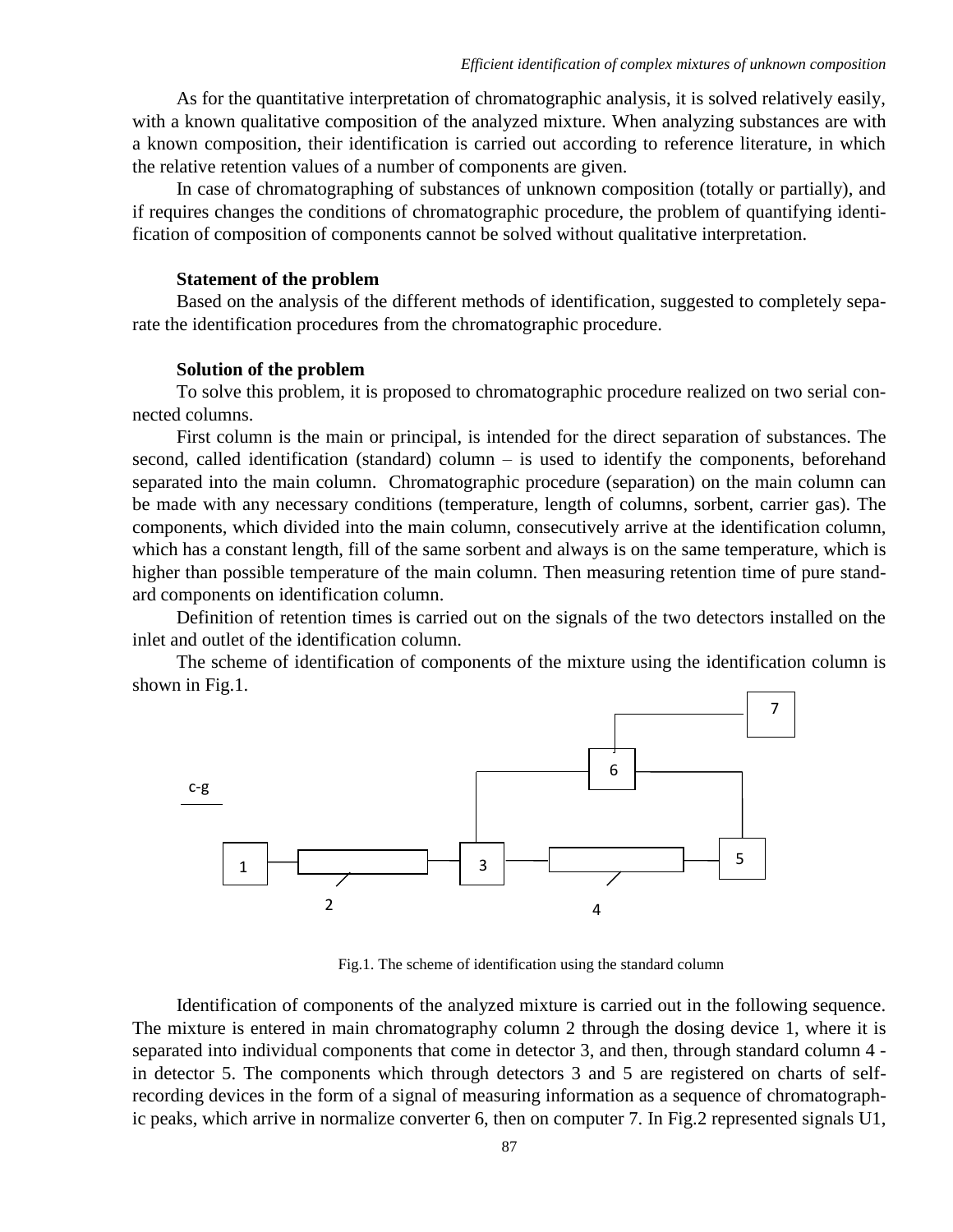As for the quantitative interpretation of chromatographic analysis, it is solved relatively easily, with a known qualitative composition of the analyzed mixture. When analyzing substances are with a known composition, their identification is carried out according to reference literature, in which the relative retention values of a number of components are given.

In case of chromatographing of substances of unknown composition (totally or partially), and if requires changes the conditions of chromatographic procedure, the problem of quantifying identification of composition of components cannot be solved without qualitative interpretation.

**Statement of the problem**

Based on the analysis of the different methods of identification, suggested to completely separate the identification procedures from the chromatographic procedure.

**Solution of the problem**

To solve this problem, it is proposed to chromatographic procedure realized on two serial connected columns.

First column is the main or principal, is intended for the direct separation of substances. The second, called identification (standard) column – is used to identify the components, beforehand separated into the main column. Chromatographic procedure (separation) on the main column can be made with any necessary conditions (temperature, length of columns, sorbent, carrier gas). The components, which divided into the main column, consecutively arrive at the identification column, which has a constant length, fill of the same sorbent and always is on the same temperature, which is higher than possible temperature of the main column. Then measuring retention time of pure standard components on identification column.

Definition of retention times is carried out on the signals of the two detectors installed on the inlet and outlet of the identification column.

The scheme of identification of components of the mixture using the identification column is shown in Fig.1.

Fig.1. The scheme of identification using the standard column

Identification of components of the analyzed mixture is carried out in the following sequence. The mixture is entered in main chromatography column 2 through the dosing device 1, where it is separated into individual components that come in detector 3, and then, through standard column 4 - in detector 5. The components which through detectors 3 and 5 are registered on charts of self-recording devices in the form of a signal of measuring information as a sequence of chromatographic peaks, which arrive in normalize converter 6, then on computer 7. In Fig.2 represented signals U1,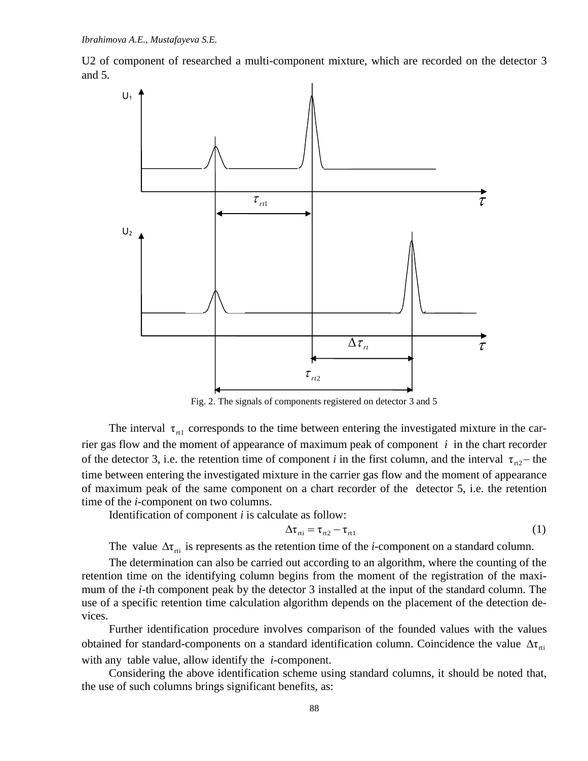U2 of component of researched a multi-component mixture, which are recorded on the detector 3 and 5.

Fig. 2. The signals of components registered on detector 3 and 5

The interval $\tau_{rt1}$ corresponds to the time between entering the investigated mixture in the carrier gas flow and the moment of appearance of maximum peak of component $i$ in the chart recorder of the detector 3, i.e. the retention time of component *i* in the first column, and the interval $\tau_{rt2}$ – the time between entering the investigated mixture in the carrier gas flow and the moment of appearance of maximum peak of the same component on a chart recorder of the detector 5, i.e. the retention time of the *i*-component on two columns.

Identification of component *i* is calculate as follow:

$$\Delta\tau_{rti} = \tau_{rt2} - \tau_{rt1} \tag{1}$$

The value $\Delta\tau_{rti}$ is represents as the retention time of the *i*-component on a standard column.

The determination can also be carried out according to an algorithm, where the counting of the retention time on the identifying column begins from the moment of the registration of the maximum of the *i*-th component peak by the detector 3 installed at the input of the standard column. The use of a specific retention time calculation algorithm depends on the placement of the detection devices.

Further identification procedure involves comparison of the founded values with the values obtained for standard-components on a standard identification column. Coincidence the value $\Delta\tau_{rti}$ with any table value, allow identify the $i$-component.

Considering the above identification scheme using standard columns, it should be noted that, the use of such columns brings significant benefits, as: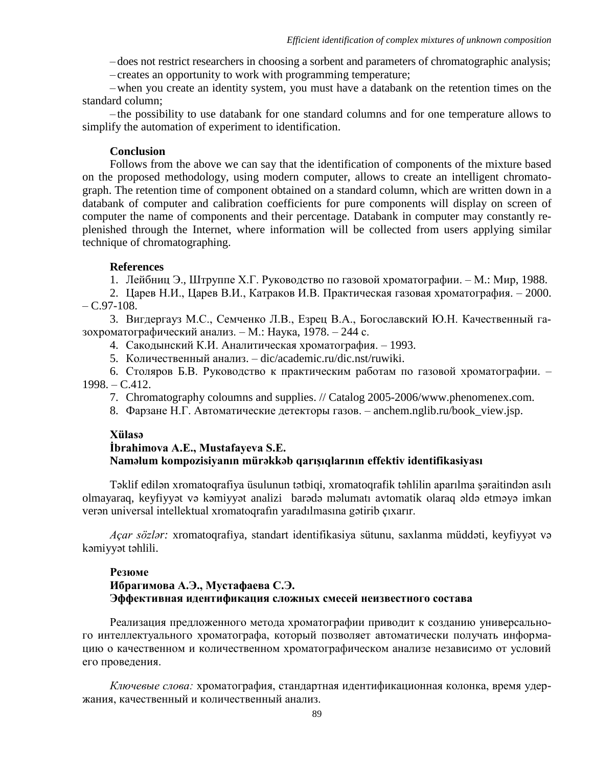– does not restrict researchers in choosing a sorbent and parameters of chromatographic analysis;

– creates an opportunity to work with programming temperature;

– when you create an identity system, you must have a databank on the retention times on the standard column;

– the possibility to use databank for one standard columns and for one temperature allows to simplify the automation of experiment to identification.

**Conclusion**

Follows from the above we can say that the identification of components of the mixture based on the proposed methodology, using modern computer, allows to create an intelligent chromatograph. The retention time of component obtained on a standard column, which are written down in a databank of computer and calibration coefficients for pure components will display on screen of computer the name of components and their percentage. Databank in computer may constantly replenished through the Internet, where information will be collected from users applying similar technique of chromatographing.

**References**

1. Лейбниц Э., Штруппе Х.Г. Руководство по газовой хроматографии. – М.: Мир, 1988.
2. Царев Н.И., Царев В.И., Катраков И.В. Практическая газовая хроматография. – 2000. – С.97-108.
3. Вигдергауз М.С., Семченко Л.В., Езрец В.А., Богославский Ю.Н. Качественный газохроматографический анализ. – М.: Наука, 1978. – 244 с.
4. Сакодынский К.И. Аналитическая хроматография. – 1993.
5. Количественный анализ. – dic/academic.ru/dic.nst/ruwiki.
6. Столяров Б.В. Руководство к практическим работам по газовой хроматографии. – 1998. – С.412.
7. Chromatography coloumns and supplies. // Catalog 2005-2006/www.phenomenex.com.
8. Фарзане Н.Г. Автоматические детекторы газов. – anchem.nglib.ru/book_view.jsp.

**Xülasə**
**İbrahimova A.E., Mustafayeva S.E.**
**Naməlum kompozisiyanın mürəkkəb qarışıqlarının effektiv identifikasiyası**

Təklif edilən xromatoqrafiya üsulunun tətbiqi, xromatoqrafik təhlilin aparılma şəraitindən asılı olmayaraq, keyfiyyət və kəmiyyət analizi barədə məlumatı avtomatik olaraq əldə etməyə imkan verən universal intellektual xromatoqrafın yaradılmasına gətirib çıxarır.

*Açar sözlər:* xromatoqrafiya, standart identifikasiya sütunu, saxlanma müddəti, keyfiyyət və kəmiyyət təhlili.

**Резюме**
**Ибрагимова А.Э., Мустафаева С.Э.**
**Эффективная идентификация сложных смесей неизвестного состава**

Реализация предложенного метода хроматографии приводит к созданию универсального интеллектуального хроматографа, который позволяет автоматически получать информацию о качественном и количественном хроматографическом анализе независимо от условий его проведения.

*Ключевые слова:* хроматография, стандартная идентификационная колонка, время удержания, качественный и количественный анализ.